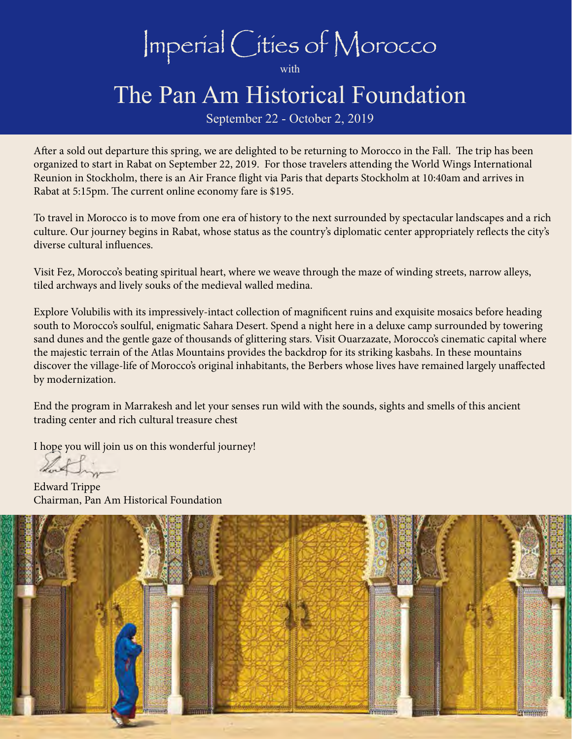# Imperial Cities of Morocco

with

# The Pan Am Historical Foundation

September 22 - October 2, 2019

After a sold out departure this spring, we are delighted to be returning to Morocco in the Fall. The trip has been organized to start in Rabat on September 22, 2019. For those travelers attending the World Wings International Reunion in Stockholm, there is an Air France flight via Paris that departs Stockholm at 10:40am and arrives in Rabat at 5:15pm. The current online economy fare is $195.

To travel in Morocco is to move from one era of history to the next surrounded by spectacular landscapes and a rich culture. Our journey begins in Rabat, whose status as the country's diplomatic center appropriately reflects the city's diverse cultural influences.

Visit Fez, Morocco's beating spiritual heart, where we weave through the maze of winding streets, narrow alleys, tiled archways and lively souks of the medieval walled medina.

Explore Volubilis with its impressively-intact collection of magnificent ruins and exquisite mosaics before heading south to Morocco's soulful, enigmatic Sahara Desert. Spend a night here in a deluxe camp surrounded by towering sand dunes and the gentle gaze of thousands of glittering stars. Visit Ouarzazate, Morocco's cinematic capital where the majestic terrain of the Atlas Mountains provides the backdrop for its striking kasbahs. In these mountains discover the village-life of Morocco's original inhabitants, the Berbers whose lives have remained largely unaffected by modernization.

End the program in Marrakesh and let your senses run wild with the sounds, sights and smells of this ancient trading center and rich cultural treasure chest

I hope you will join us on this wonderful journey!

Edward Trippe
Chairman, Pan Am Historical Foundation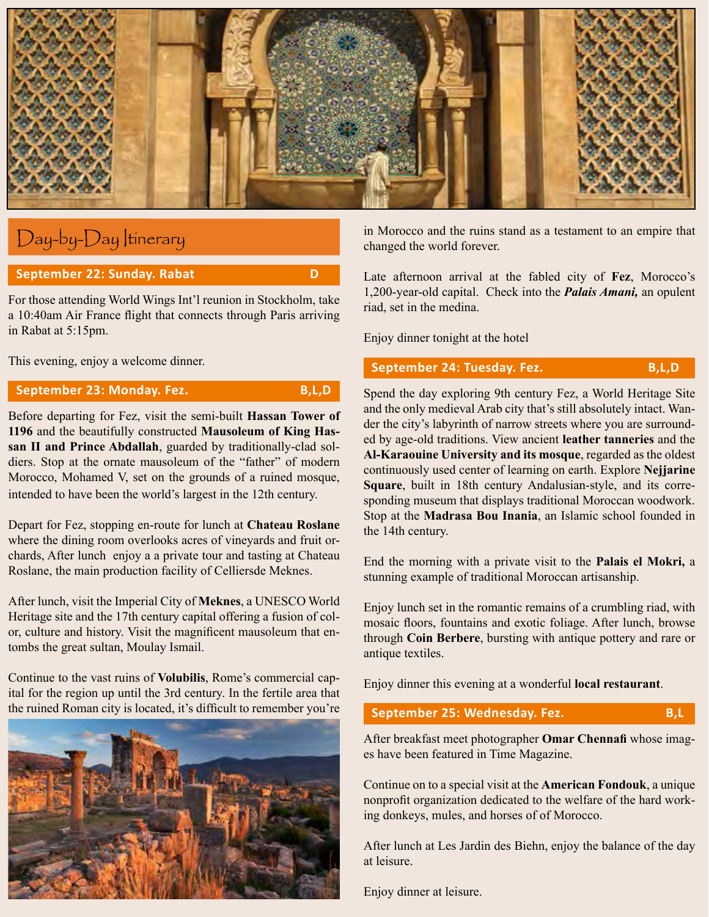## Day-by-Day Itinerary

### September 22: Sunday. Rabat — D

For those attending World Wings Int'l reunion in Stockholm, take a 10:40am Air France flight that connects through Paris arriving in Rabat at 5:15pm.

This evening, enjoy a welcome dinner.

### September 23: Monday. Fez. — B,L,D

Before departing for Fez, visit the semi-built **Hassan Tower of 1196** and the beautifully constructed **Mausoleum of King Hassan II and Prince Abdallah**, guarded by traditionally-clad soldiers. Stop at the ornate mausoleum of the "father" of modern Morocco, Mohamed V, set on the grounds of a ruined mosque, intended to have been the world's largest in the 12th century.

Depart for Fez, stopping en-route for lunch at **Chateau Roslane** where the dining room overlooks acres of vineyards and fruit orchards, After lunch enjoy a a private tour and tasting at Chateau Roslane, the main production facility of Celliersde Meknes.

After lunch, visit the Imperial City of **Meknes**, a UNESCO World Heritage site and the 17th century capital offering a fusion of color, culture and history. Visit the magnificent mausoleum that entombs the great sultan, Moulay Ismail.

Continue to the vast ruins of **Volubilis**, Rome's commercial capital for the region up until the 3rd century. In the fertile area that the ruined Roman city is located, it's difficult to remember you're in Morocco and the ruins stand as a testament to an empire that changed the world forever.

Late afternoon arrival at the fabled city of **Fez**, Morocco's 1,200-year-old capital. Check into the ***Palais Amani,*** an opulent riad, set in the medina.

Enjoy dinner tonight at the hotel

### September 24: Tuesday. Fez. — B,L,D

Spend the day exploring 9th century Fez, a World Heritage Site and the only medieval Arab city that's still absolutely intact. Wander the city's labyrinth of narrow streets where you are surrounded by age-old traditions. View ancient **leather tanneries** and the **Al-Karaouine University and its mosque**, regarded as the oldest continuously used center of learning on earth. Explore **Nejjarine Square**, built in 18th century Andalusian-style, and its corresponding museum that displays traditional Moroccan woodwork. Stop at the **Madrasa Bou Inania**, an Islamic school founded in the 14th century.

End the morning with a private visit to the **Palais el Mokri,** a stunning example of traditional Moroccan artisanship.

Enjoy lunch set in the romantic remains of a crumbling riad, with mosaic floors, fountains and exotic foliage. After lunch, browse through **Coin Berbere**, bursting with antique pottery and rare or antique textiles.

Enjoy dinner this evening at a wonderful **local restaurant**.

### September 25: Wednesday. Fez. — B,L

After breakfast meet photographer **Omar Chennafi** whose images have been featured in Time Magazine.

Continue on to a special visit at the **American Fondouk**, a unique nonprofit organization dedicated to the welfare of the hard working donkeys, mules, and horses of of Morocco.

After lunch at Les Jardin des Biehn, enjoy the balance of the day at leisure.

Enjoy dinner at leisure.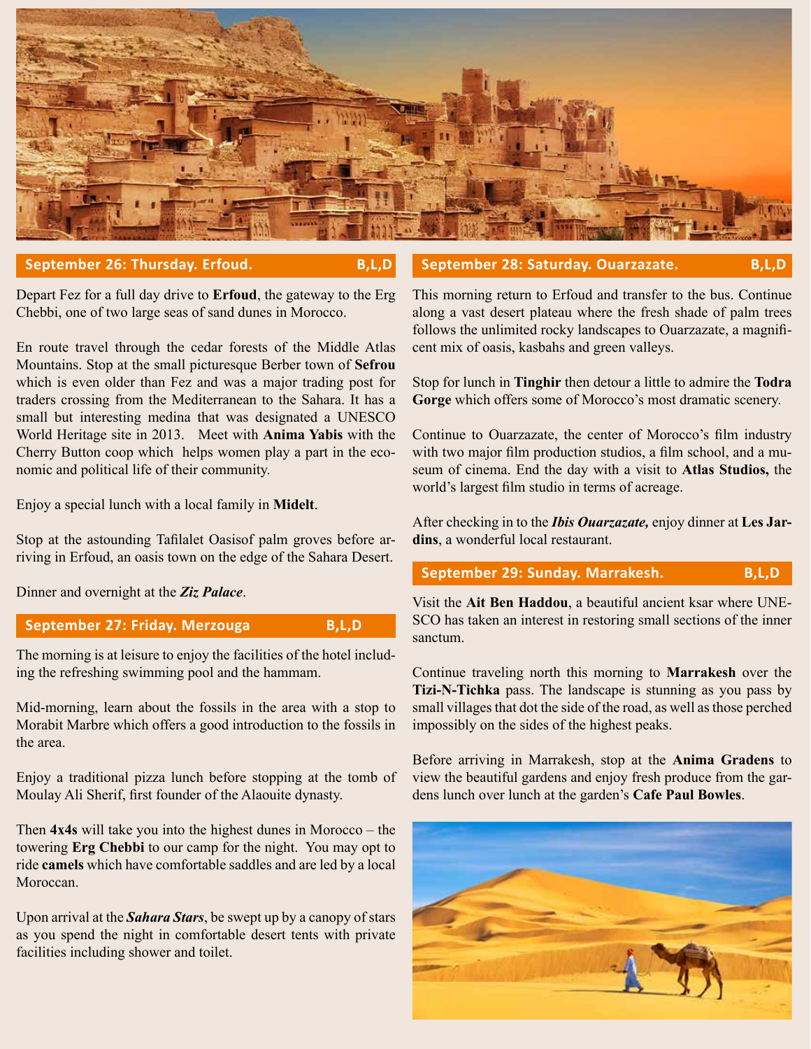## September 26: Thursday. Erfoud. B,L,D

Depart Fez for a full day drive to **Erfoud**, the gateway to the Erg Chebbi, one of two large seas of sand dunes in Morocco.

En route travel through the cedar forests of the Middle Atlas Mountains. Stop at the small picturesque Berber town of **Sefrou** which is even older than Fez and was a major trading post for traders crossing from the Mediterranean to the Sahara. It has a small but interesting medina that was designated a UNESCO World Heritage site in 2013. Meet with **Anima Yabis** with the Cherry Button coop which helps women play a part in the economic and political life of their community.

Enjoy a special lunch with a local family in **Midelt**.

Stop at the astounding Tafilalet Oasisof palm groves before arriving in Erfoud, an oasis town on the edge of the Sahara Desert.

Dinner and overnight at the ***Ziz Palace***.

## September 27: Friday. Merzouga B,L,D

The morning is at leisure to enjoy the facilities of the hotel including the refreshing swimming pool and the hammam.

Mid-morning, learn about the fossils in the area with a stop to Morabit Marbre which offers a good introduction to the fossils in the area.

Enjoy a traditional pizza lunch before stopping at the tomb of Moulay Ali Sherif, first founder of the Alaouite dynasty.

Then **4x4s** will take you into the highest dunes in Morocco – the towering **Erg Chebbi** to our camp for the night. You may opt to ride **camels** which have comfortable saddles and are led by a local Moroccan.

Upon arrival at the ***Sahara Stars***, be swept up by a canopy of stars as you spend the night in comfortable desert tents with private facilities including shower and toilet.

## September 28: Saturday. Ouarzazate. B,L,D

This morning return to Erfoud and transfer to the bus. Continue along a vast desert plateau where the fresh shade of palm trees follows the unlimited rocky landscapes to Ouarzazate, a magnificent mix of oasis, kasbahs and green valleys.

Stop for lunch in **Tinghir** then detour a little to admire the **Todra Gorge** which offers some of Morocco's most dramatic scenery.

Continue to Ouarzazate, the center of Morocco's film industry with two major film production studios, a film school, and a museum of cinema. End the day with a visit to **Atlas Studios,** the world's largest film studio in terms of acreage.

After checking in to the ***Ibis Ouarzazate,*** enjoy dinner at **Les Jardins**, a wonderful local restaurant.

## September 29: Sunday. Marrakesh. B,L,D

Visit the **Ait Ben Haddou**, a beautiful ancient ksar where UNESCO has taken an interest in restoring small sections of the inner sanctum.

Continue traveling north this morning to **Marrakesh** over the **Tizi-N-Tichka** pass. The landscape is stunning as you pass by small villages that dot the side of the road, as well as those perched impossibly on the sides of the highest peaks.

Before arriving in Marrakesh, stop at the **Anima Gradens** to view the beautiful gardens and enjoy fresh produce from the gardens lunch over lunch at the garden's **Cafe Paul Bowles**.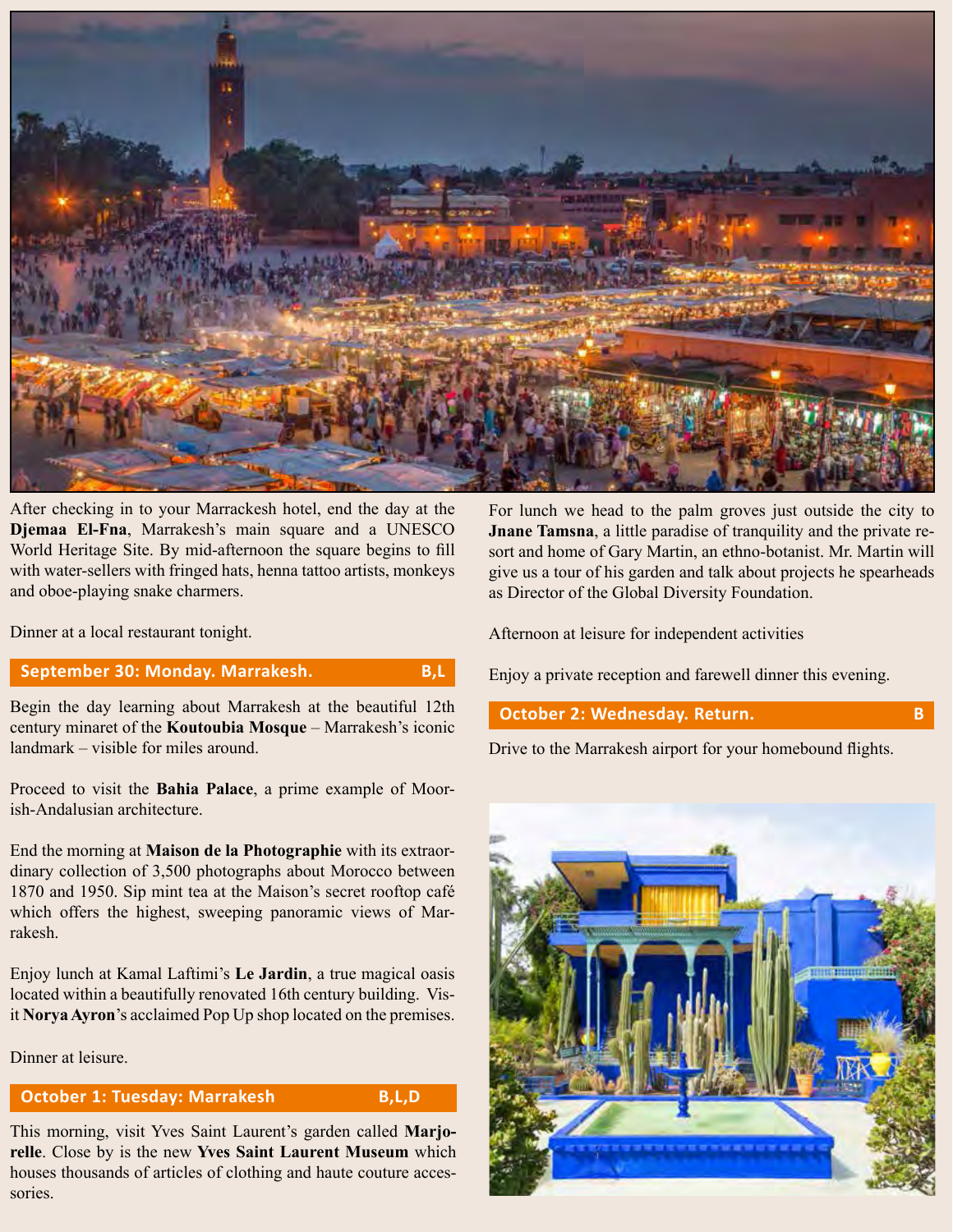After checking in to your Marrackesh hotel, end the day at the **Djemaa El-Fna**, Marrakesh's main square and a UNESCO World Heritage Site. By mid-afternoon the square begins to fill with water-sellers with fringed hats, henna tattoo artists, monkeys and oboe-playing snake charmers.

Dinner at a local restaurant tonight.

## September 30: Monday. Marrakesh. B,L

Begin the day learning about Marrakesh at the beautiful 12th century minaret of the **Koutoubia Mosque** – Marrakesh's iconic landmark – visible for miles around.

Proceed to visit the **Bahia Palace**, a prime example of Moorish-Andalusian architecture.

End the morning at **Maison de la Photographie** with its extraordinary collection of 3,500 photographs about Morocco between 1870 and 1950. Sip mint tea at the Maison's secret rooftop café which offers the highest, sweeping panoramic views of Marrakesh.

Enjoy lunch at Kamal Laftimi's **Le Jardin**, a true magical oasis located within a beautifully renovated 16th century building. Visit **Norya Ayron**'s acclaimed Pop Up shop located on the premises.

Dinner at leisure.

## October 1: Tuesday: Marrakesh B,L,D

This morning, visit Yves Saint Laurent's garden called **Marjorelle**. Close by is the new **Yves Saint Laurent Museum** which houses thousands of articles of clothing and haute couture accessories.

For lunch we head to the palm groves just outside the city to **Jnane Tamsna**, a little paradise of tranquility and the private resort and home of Gary Martin, an ethno-botanist. Mr. Martin will give us a tour of his garden and talk about projects he spearheads as Director of the Global Diversity Foundation.

Afternoon at leisure for independent activities

Enjoy a private reception and farewell dinner this evening.

## October 2: Wednesday. Return. B

Drive to the Marrakesh airport for your homebound flights.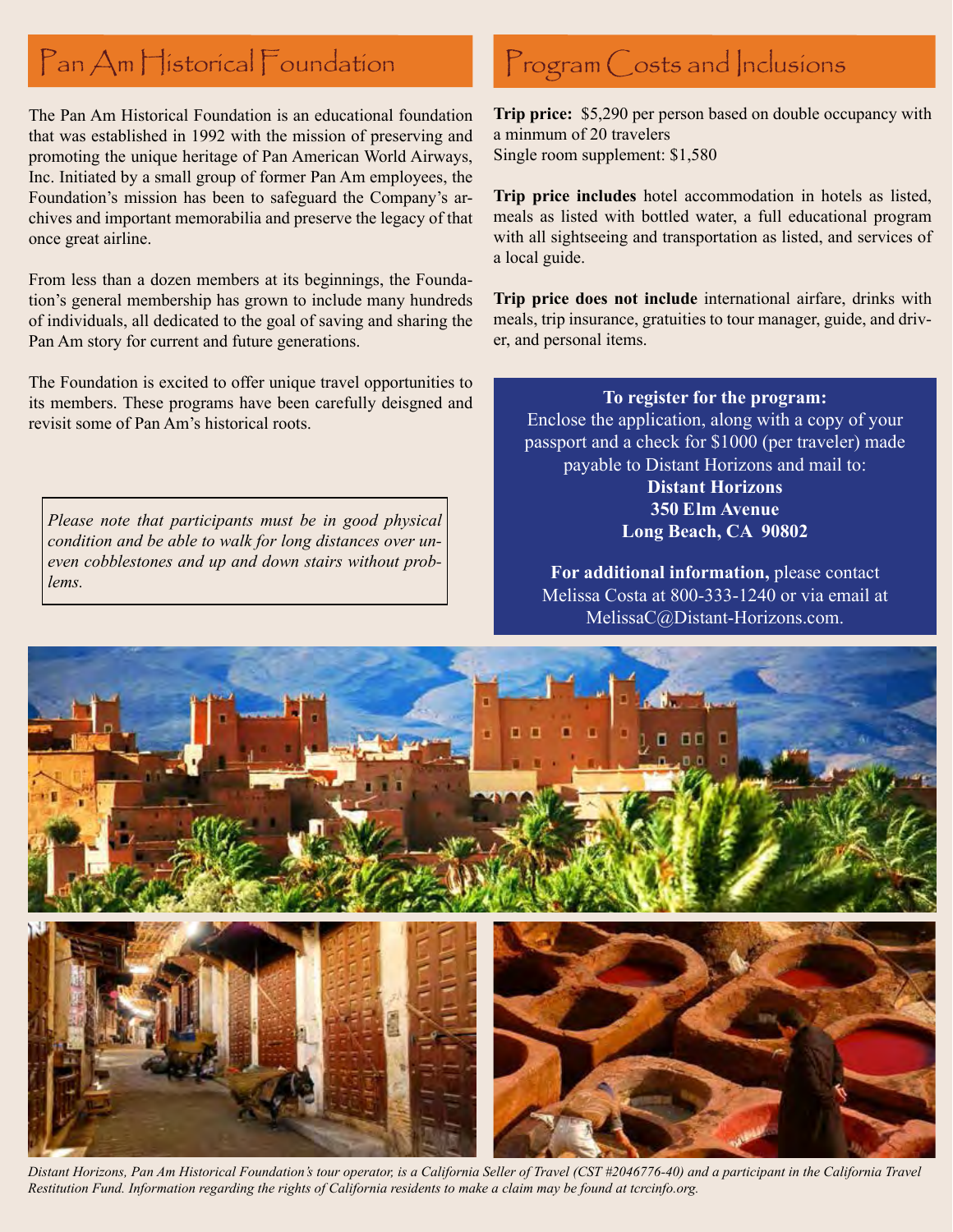## Pan Am Historical Foundation

The Pan Am Historical Foundation is an educational foundation that was established in 1992 with the mission of preserving and promoting the unique heritage of Pan American World Airways, Inc. Initiated by a small group of former Pan Am employees, the Foundation's mission has been to safeguard the Company's archives and important memorabilia and preserve the legacy of that once great airline.

From less than a dozen members at its beginnings, the Foundation's general membership has grown to include many hundreds of individuals, all dedicated to the goal of saving and sharing the Pan Am story for current and future generations.

The Foundation is excited to offer unique travel opportunities to its members. These programs have been carefully deisgned and revisit some of Pan Am's historical roots.

*Please note that participants must be in good physical condition and be able to walk for long distances over uneven cobblestones and up and down stairs without problems.*

## Program Costs and Inclusions

**Trip price:** $5,290 per person based on double occupancy with a minmum of 20 travelers
Single room supplement: $1,580

**Trip price includes** hotel accommodation in hotels as listed, meals as listed with bottled water, a full educational program with all sightseeing and transportation as listed, and services of a local guide.

**Trip price does not include** international airfare, drinks with meals, trip insurance, gratuities to tour manager, guide, and driver, and personal items.

**To register for the program:**
Enclose the application, along with a copy of your passport and a check for $1000 (per traveler) made payable to Distant Horizons and mail to:
**Distant Horizons**
**350 Elm Avenue**
**Long Beach, CA 90802**

**For additional information,** please contact Melissa Costa at 800-333-1240 or via email at MelissaC@Distant-Horizons.com.

*Distant Horizons, Pan Am Historical Foundation's tour operator, is a California Seller of Travel (CST #2046776-40) and a participant in the California Travel Restitution Fund. Information regarding the rights of California residents to make a claim may be found at tcrcinfo.org.*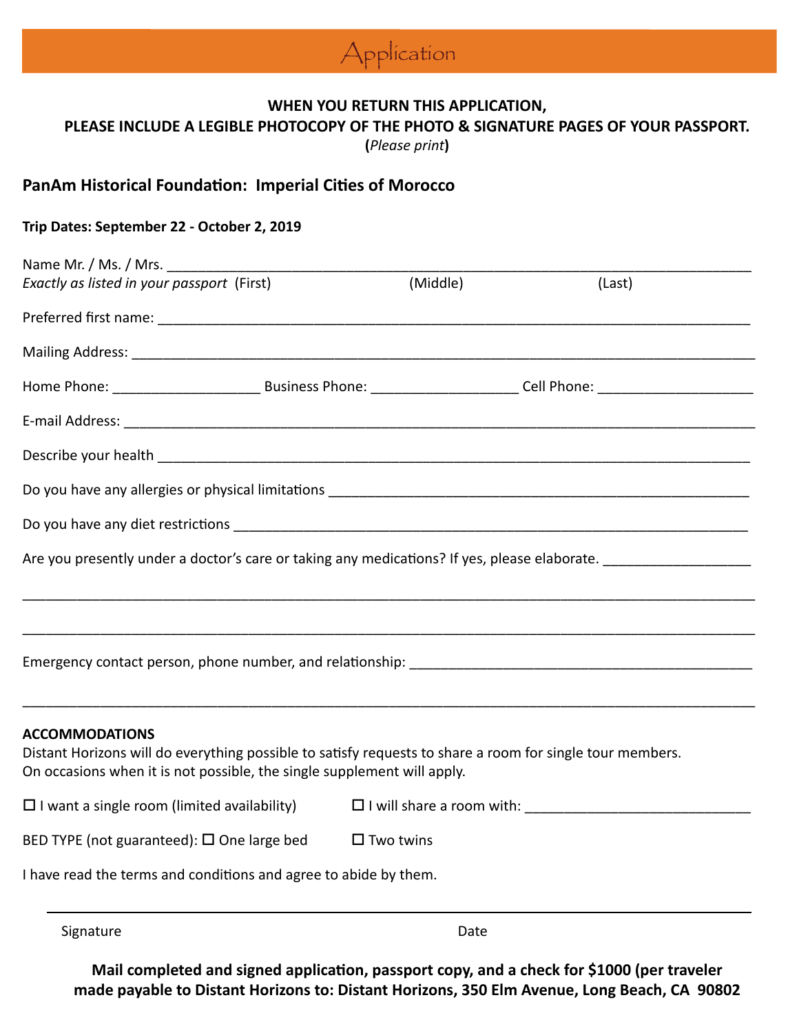# Application

**WHEN YOU RETURN THIS APPLICATION,**
**PLEASE INCLUDE A LEGIBLE PHOTOCOPY OF THE PHOTO & SIGNATURE PAGES OF YOUR PASSPORT.**
**(*Please print*)**

## PanAm Historical Foundation: Imperial Cities of Morocco

**Trip Dates: September 22 - October 2, 2019**

Name Mr. / Ms. / Mrs. ___________________________________________________________________________
*Exactly as listed in your passport* (First) (Middle) (Last)

Preferred first name: ___________________________________________________________________________

Mailing Address: ___________________________________________________________________________

Home Phone: ___________________ Business Phone: ___________________ Cell Phone: ____________________

E-mail Address: ___________________________________________________________________________

Describe your health ___________________________________________________________________________

Do you have any allergies or physical limitations ________________________________________________________

Do you have any diet restrictions ______________________________________________________________

Are you presently under a doctor's care or taking any medications? If yes, please elaborate. ___________________

___________________________________________________________________________

___________________________________________________________________________

Emergency contact person, phone number, and relationship: ____________________________________________

___________________________________________________________________________

**ACCOMMODATIONS**

Distant Horizons will do everything possible to satisfy requests to share a room for single tour members.
On occasions when it is not possible, the single supplement will apply.

☐ I want a single room (limited availability) ☐ I will share a room with: _____________________________

BED TYPE (not guaranteed): ☐ One large bed ☐ Two twins

I have read the terms and conditions and agree to abide by them.

___________________________________________________________________________

Signature Date

**Mail completed and signed application, passport copy, and a check for $1000 (per traveler made payable to Distant Horizons to: Distant Horizons, 350 Elm Avenue, Long Beach, CA 90802**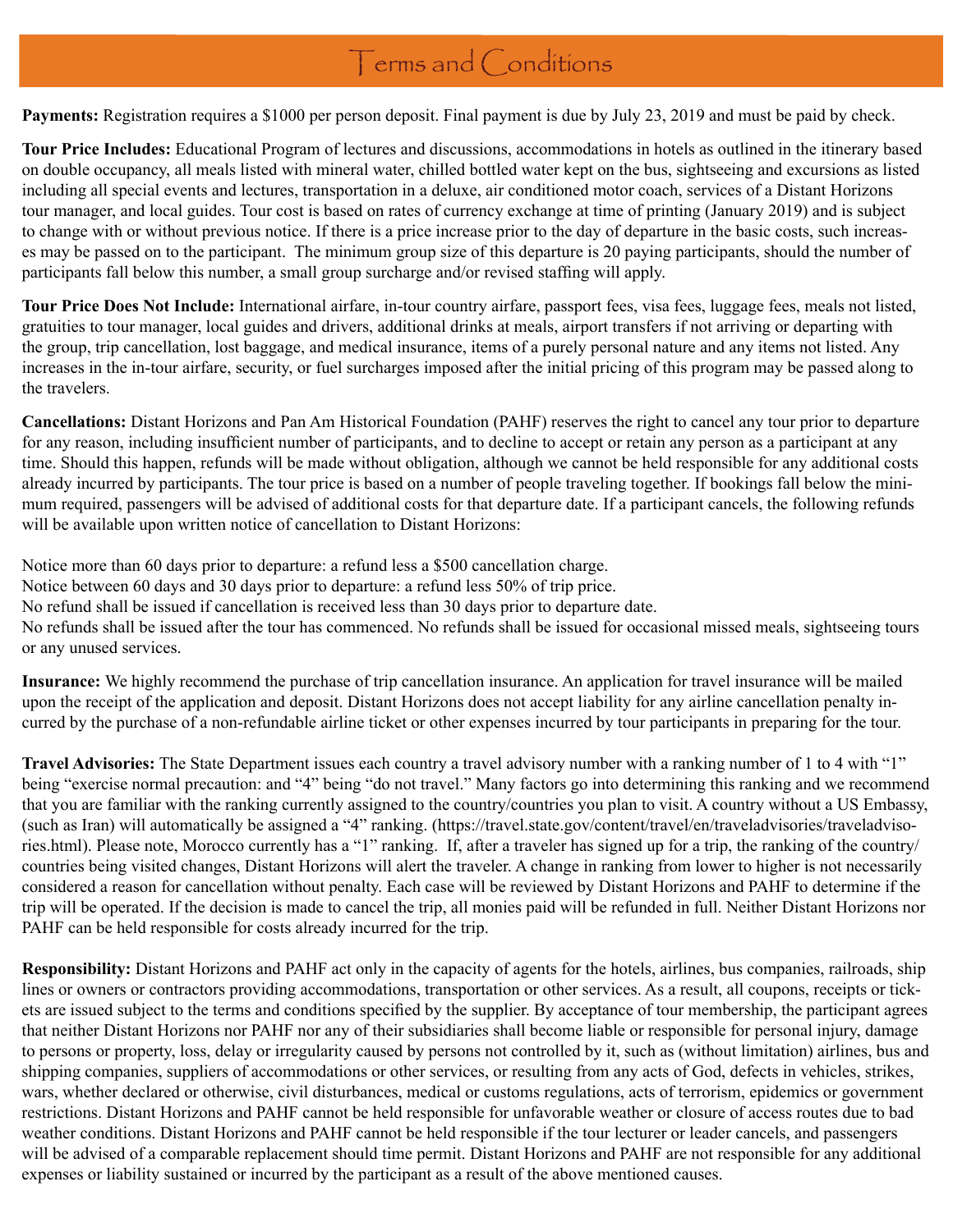# Terms and Conditions

**Payments:** Registration requires a $1000 per person deposit. Final payment is due by July 23, 2019 and must be paid by check.

**Tour Price Includes:** Educational Program of lectures and discussions, accommodations in hotels as outlined in the itinerary based on double occupancy, all meals listed with mineral water, chilled bottled water kept on the bus, sightseeing and excursions as listed including all special events and lectures, transportation in a deluxe, air conditioned motor coach, services of a Distant Horizons tour manager, and local guides. Tour cost is based on rates of currency exchange at time of printing (January 2019) and is subject to change with or without previous notice. If there is a price increase prior to the day of departure in the basic costs, such increases may be passed on to the participant. The minimum group size of this departure is 20 paying participants, should the number of participants fall below this number, a small group surcharge and/or revised staffing will apply.

**Tour Price Does Not Include:** International airfare, in-tour country airfare, passport fees, visa fees, luggage fees, meals not listed, gratuities to tour manager, local guides and drivers, additional drinks at meals, airport transfers if not arriving or departing with the group, trip cancellation, lost baggage, and medical insurance, items of a purely personal nature and any items not listed. Any increases in the in-tour airfare, security, or fuel surcharges imposed after the initial pricing of this program may be passed along to the travelers.

**Cancellations:** Distant Horizons and Pan Am Historical Foundation (PAHF) reserves the right to cancel any tour prior to departure for any reason, including insufficient number of participants, and to decline to accept or retain any person as a participant at any time. Should this happen, refunds will be made without obligation, although we cannot be held responsible for any additional costs already incurred by participants. The tour price is based on a number of people traveling together. If bookings fall below the minimum required, passengers will be advised of additional costs for that departure date. If a participant cancels, the following refunds will be available upon written notice of cancellation to Distant Horizons:

Notice more than 60 days prior to departure: a refund less a $500 cancellation charge.
Notice between 60 days and 30 days prior to departure: a refund less 50% of trip price.
No refund shall be issued if cancellation is received less than 30 days prior to departure date.
No refunds shall be issued after the tour has commenced. No refunds shall be issued for occasional missed meals, sightseeing tours or any unused services.

**Insurance:** We highly recommend the purchase of trip cancellation insurance. An application for travel insurance will be mailed upon the receipt of the application and deposit. Distant Horizons does not accept liability for any airline cancellation penalty incurred by the purchase of a non-refundable airline ticket or other expenses incurred by tour participants in preparing for the tour.

**Travel Advisories:** The State Department issues each country a travel advisory number with a ranking number of 1 to 4 with "1" being "exercise normal precaution: and "4" being "do not travel." Many factors go into determining this ranking and we recommend that you are familiar with the ranking currently assigned to the country/countries you plan to visit. A country without a US Embassy, (such as Iran) will automatically be assigned a "4" ranking. (https://travel.state.gov/content/travel/en/traveladvisories/traveladvisories.html). Please note, Morocco currently has a "1" ranking. If, after a traveler has signed up for a trip, the ranking of the country/countries being visited changes, Distant Horizons will alert the traveler. A change in ranking from lower to higher is not necessarily considered a reason for cancellation without penalty. Each case will be reviewed by Distant Horizons and PAHF to determine if the trip will be operated. If the decision is made to cancel the trip, all monies paid will be refunded in full. Neither Distant Horizons nor PAHF can be held responsible for costs already incurred for the trip.

**Responsibility:** Distant Horizons and PAHF act only in the capacity of agents for the hotels, airlines, bus companies, railroads, ship lines or owners or contractors providing accommodations, transportation or other services. As a result, all coupons, receipts or tickets are issued subject to the terms and conditions specified by the supplier. By acceptance of tour membership, the participant agrees that neither Distant Horizons nor PAHF nor any of their subsidiaries shall become liable or responsible for personal injury, damage to persons or property, loss, delay or irregularity caused by persons not controlled by it, such as (without limitation) airlines, bus and shipping companies, suppliers of accommodations or other services, or resulting from any acts of God, defects in vehicles, strikes, wars, whether declared or otherwise, civil disturbances, medical or customs regulations, acts of terrorism, epidemics or government restrictions. Distant Horizons and PAHF cannot be held responsible for unfavorable weather or closure of access routes due to bad weather conditions. Distant Horizons and PAHF cannot be held responsible if the tour lecturer or leader cancels, and passengers will be advised of a comparable replacement should time permit. Distant Horizons and PAHF are not responsible for any additional expenses or liability sustained or incurred by the participant as a result of the above mentioned causes.